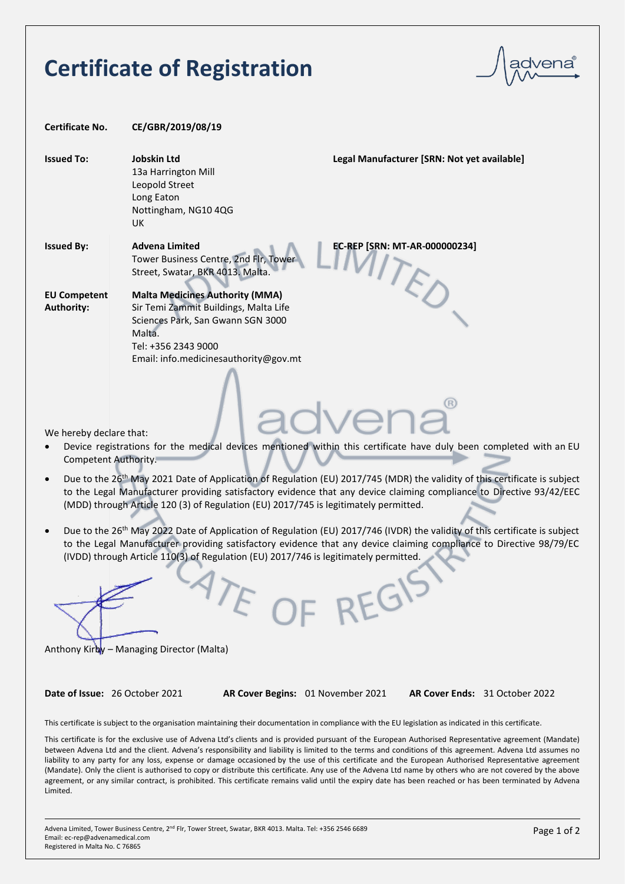# Certificate of Registration

| | | |
|---|---|---|
| **Certificate No.** | **CE/GBR/2019/08/19** | |
| **Issued To:** | **Jobskin Ltd**<br>13a Harrington Mill<br>Leopold Street<br>Long Eaton<br>Nottingham, NG10 4QG<br>UK | **Legal Manufacturer [SRN: Not yet available]** |
| **Issued By:** | **Advena Limited**<br>Tower Business Centre, 2nd Flr, Tower Street, Swatar, BKR 4013. Malta. | **EC-REP [SRN: MT-AR-000000234]** |
| **EU Competent Authority:** | **Malta Medicines Authority (MMA)**<br>Sir Temi Zammit Buildings, Malta Life Sciences Park, San Gwann SGN 3000 Malta.<br>Tel: +356 2343 9000<br>Email: info.medicinesauthority@gov.mt | |

We hereby declare that:

- Device registrations for the medical devices mentioned within this certificate have duly been completed with an EU Competent Authority.
- Due to the 26th May 2021 Date of Application of Regulation (EU) 2017/745 (MDR) the validity of this certificate is subject to the Legal Manufacturer providing satisfactory evidence that any device claiming compliance to Directive 93/42/EEC (MDD) through Article 120 (3) of Regulation (EU) 2017/745 is legitimately permitted.
- Due to the 26th May 2022 Date of Application of Regulation (EU) 2017/746 (IVDR) the validity of this certificate is subject to the Legal Manufacturer providing satisfactory evidence that any device claiming compliance to Directive 98/79/EC (IVDD) through Article 110(3) of Regulation (EU) 2017/746 is legitimately permitted.

Anthony Kirby – Managing Director (Malta)

**Date of Issue:** 26 October 2021 **AR Cover Begins:** 01 November 2021 **AR Cover Ends:** 31 October 2022

This certificate is subject to the organisation maintaining their documentation in compliance with the EU legislation as indicated in this certificate.

This certificate is for the exclusive use of Advena Ltd's clients and is provided pursuant of the European Authorised Representative agreement (Mandate) between Advena Ltd and the client. Advena's responsibility and liability is limited to the terms and conditions of this agreement. Advena Ltd assumes no liability to any party for any loss, expense or damage occasioned by the use of this certificate and the European Authorised Representative agreement (Mandate). Only the client is authorised to copy or distribute this certificate. Any use of the Advena Ltd name by others who are not covered by the above agreement, or any similar contract, is prohibited. This certificate remains valid until the expiry date has been reached or has been terminated by Advena Limited.

Advena Limited, Tower Business Centre, 2nd Flr, Tower Street, Swatar, BKR 4013. Malta. Tel: +356 2546 6689
Email: ec-rep@advenamedical.com
Registered in Malta No. C 76865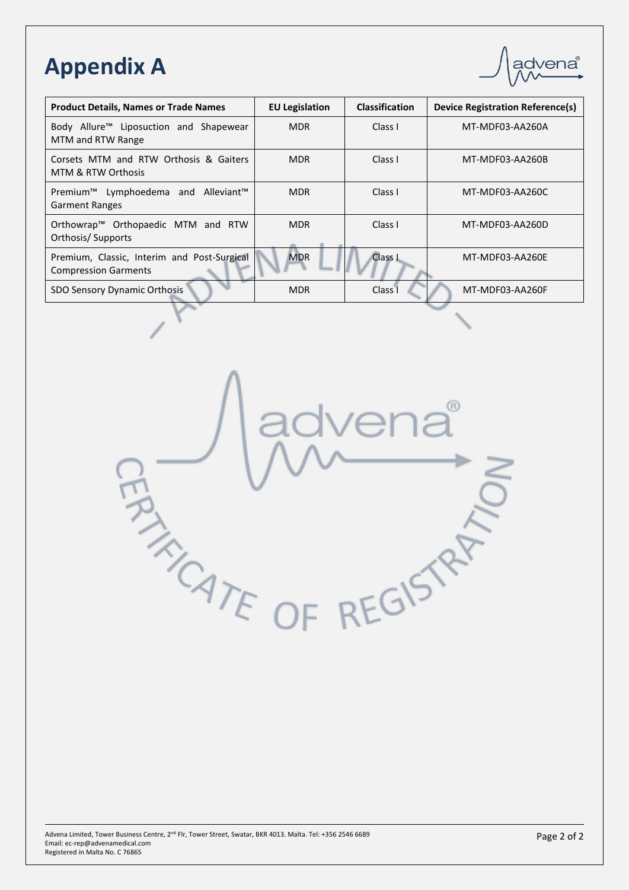# Appendix A

| Product Details, Names or Trade Names | EU Legislation | Classification | Device Registration Reference(s) |
| --- | --- | --- | --- |
| Body Allure™ Liposuction and Shapewear MTM and RTW Range | MDR | Class I | MT-MDF03-AA260A |
| Corsets MTM and RTW Orthosis & Gaiters MTM & RTW Orthosis | MDR | Class I | MT-MDF03-AA260B |
| Premium™ Lymphoedema and Alleviant™ Garment Ranges | MDR | Class I | MT-MDF03-AA260C |
| Orthowrap™ Orthopaedic MTM and RTW Orthosis/ Supports | MDR | Class I | MT-MDF03-AA260D |
| Premium, Classic, Interim and Post-Surgical Compression Garments | MDR | Class I | MT-MDF03-AA260E |
| SDO Sensory Dynamic Orthosis | MDR | Class I | MT-MDF03-AA260F |

Advena Limited, Tower Business Centre, 2nd Flr, Tower Street, Swatar, BKR 4013. Malta. Tel: +356 2546 6689
Email: ec-rep@advenamedical.com
Registered in Malta No. C 76865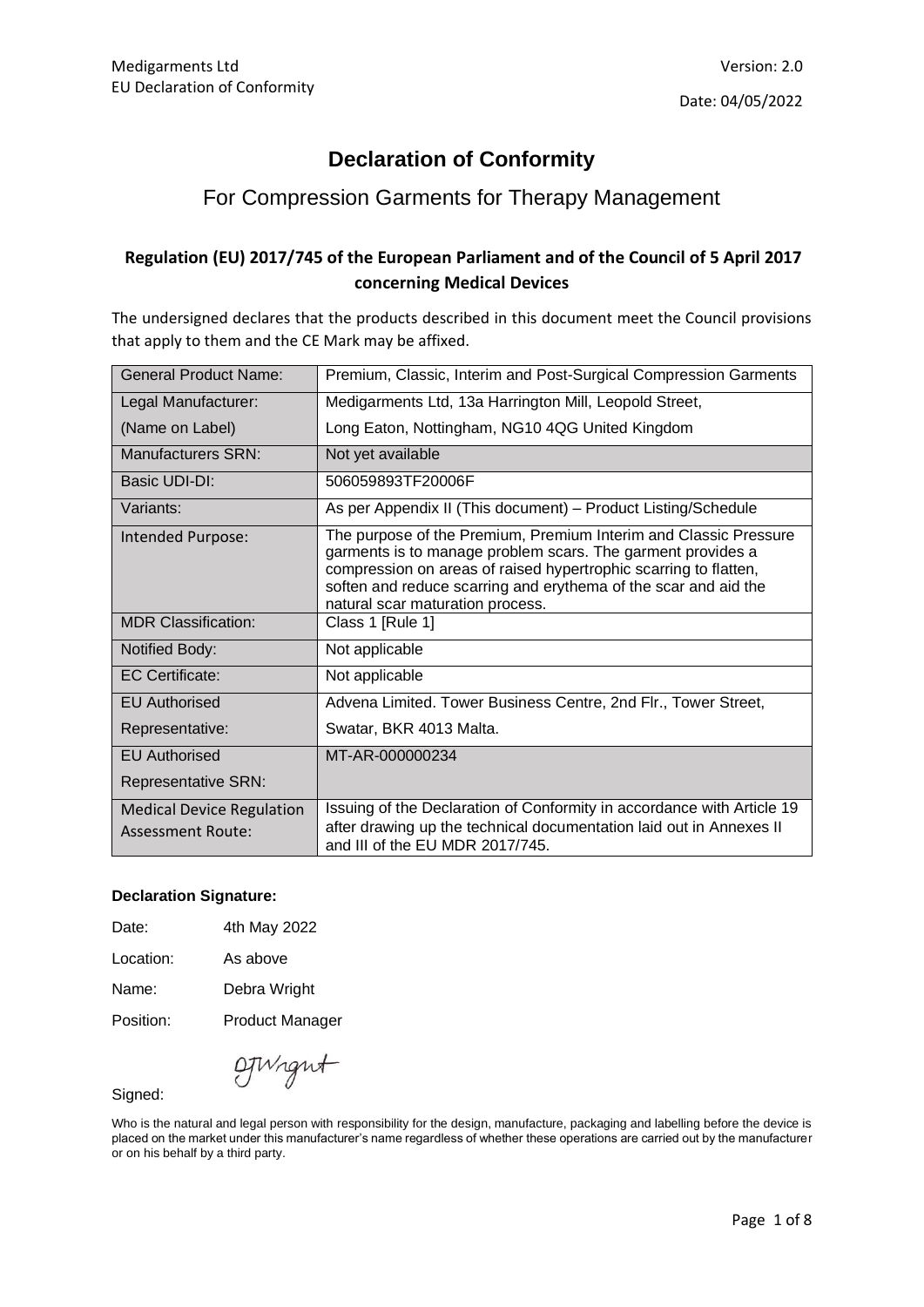# Declaration of Conformity

## For Compression Garments for Therapy Management

### Regulation (EU) 2017/745 of the European Parliament and of the Council of 5 April 2017 concerning Medical Devices

The undersigned declares that the products described in this document meet the Council provisions that apply to them and the CE Mark may be affixed.

| General Product Name: | Premium, Classic, Interim and Post-Surgical Compression Garments |
|---|---|
| Legal Manufacturer: (Name on Label) | Medigarments Ltd, 13a Harrington Mill, Leopold Street, Long Eaton, Nottingham, NG10 4QG United Kingdom |
| Manufacturers SRN: | Not yet available |
| Basic UDI-DI: | 506059893TF20006F |
| Variants: | As per Appendix II (This document) – Product Listing/Schedule |
| Intended Purpose: | The purpose of the Premium, Premium Interim and Classic Pressure garments is to manage problem scars. The garment provides a compression on areas of raised hypertrophic scarring to flatten, soften and reduce scarring and erythema of the scar and aid the natural scar maturation process. |
| MDR Classification: | Class 1 [Rule 1] |
| Notified Body: | Not applicable |
| EC Certificate: | Not applicable |
| EU Authorised Representative: | Advena Limited. Tower Business Centre, 2nd Flr., Tower Street, Swatar, BKR 4013 Malta. |
| EU Authorised Representative SRN: | MT-AR-000000234 |
| Medical Device Regulation Assessment Route: | Issuing of the Declaration of Conformity in accordance with Article 19 after drawing up the technical documentation laid out in Annexes II and III of the EU MDR 2017/745. |

**Declaration Signature:**

Date: 4th May 2022

Location: As above

Name: Debra Wright

Position: Product Manager

Signed: DJWright

Who is the natural and legal person with responsibility for the design, manufacture, packaging and labelling before the device is placed on the market under this manufacturer's name regardless of whether these operations are carried out by the manufacturer or on his behalf by a third party.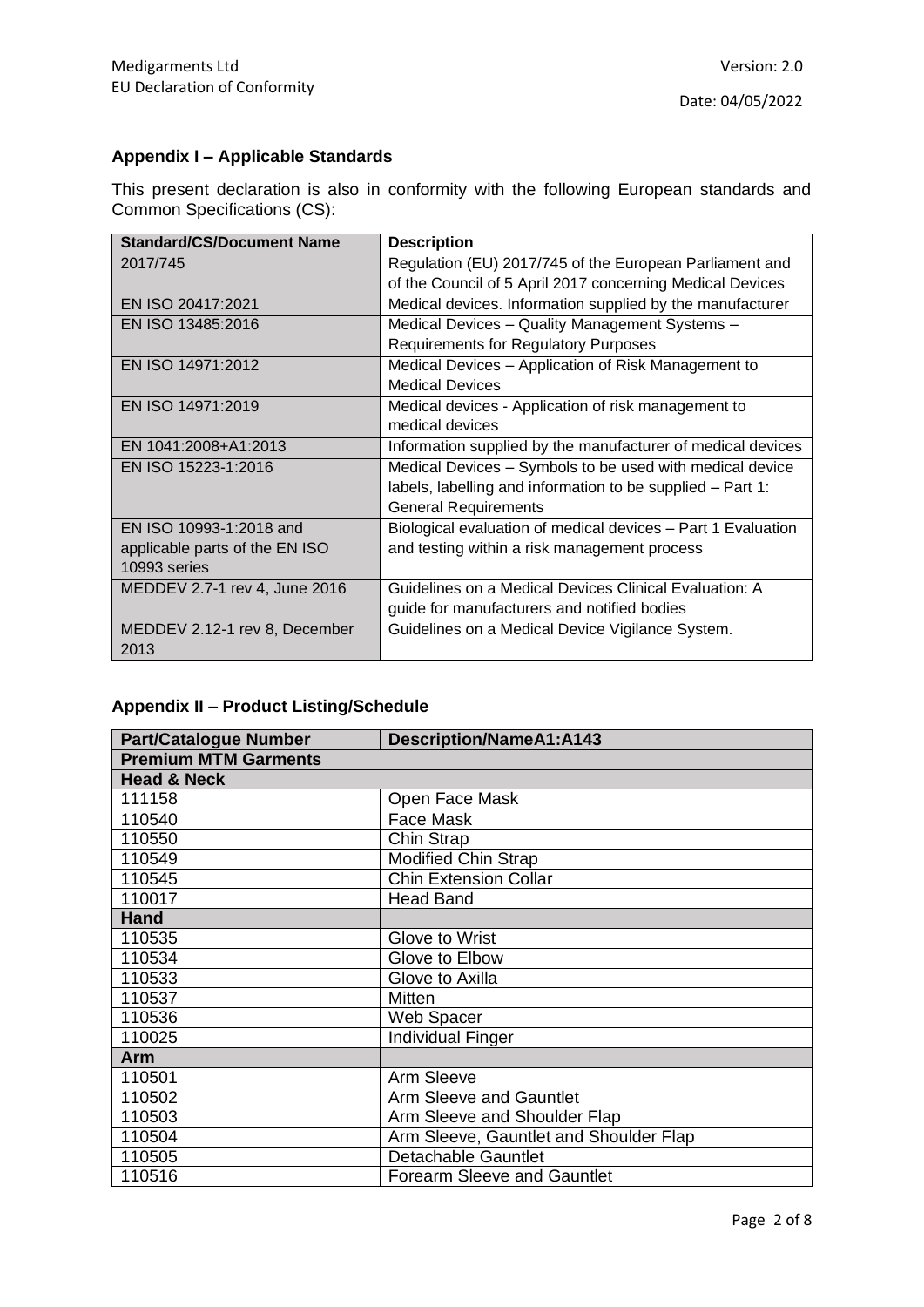## Appendix I – Applicable Standards

This present declaration is also in conformity with the following European standards and Common Specifications (CS):

| Standard/CS/Document Name | Description |
|---|---|
| 2017/745 | Regulation (EU) 2017/745 of the European Parliament and of the Council of 5 April 2017 concerning Medical Devices |
| EN ISO 20417:2021 | Medical devices. Information supplied by the manufacturer |
| EN ISO 13485:2016 | Medical Devices – Quality Management Systems – Requirements for Regulatory Purposes |
| EN ISO 14971:2012 | Medical Devices – Application of Risk Management to Medical Devices |
| EN ISO 14971:2019 | Medical devices - Application of risk management to medical devices |
| EN 1041:2008+A1:2013 | Information supplied by the manufacturer of medical devices |
| EN ISO 15223-1:2016 | Medical Devices – Symbols to be used with medical device labels, labelling and information to be supplied – Part 1: General Requirements |
| EN ISO 10993-1:2018 and applicable parts of the EN ISO 10993 series | Biological evaluation of medical devices – Part 1 Evaluation and testing within a risk management process |
| MEDDEV 2.7-1 rev 4, June 2016 | Guidelines on a Medical Devices Clinical Evaluation: A guide for manufacturers and notified bodies |
| MEDDEV 2.12-1 rev 8, December 2013 | Guidelines on a Medical Device Vigilance System. |

## Appendix II – Product Listing/Schedule

| Part/Catalogue Number | Description/NameA1:A143 |
|---|---|
| **Premium MTM Garments** | |
| **Head & Neck** | |
| 111158 | Open Face Mask |
| 110540 | Face Mask |
| 110550 | Chin Strap |
| 110549 | Modified Chin Strap |
| 110545 | Chin Extension Collar |
| 110017 | Head Band |
| **Hand** | |
| 110535 | Glove to Wrist |
| 110534 | Glove to Elbow |
| 110533 | Glove to Axilla |
| 110537 | Mitten |
| 110536 | Web Spacer |
| 110025 | Individual Finger |
| **Arm** | |
| 110501 | Arm Sleeve |
| 110502 | Arm Sleeve and Gauntlet |
| 110503 | Arm Sleeve and Shoulder Flap |
| 110504 | Arm Sleeve, Gauntlet and Shoulder Flap |
| 110505 | Detachable Gauntlet |
| 110516 | Forearm Sleeve and Gauntlet |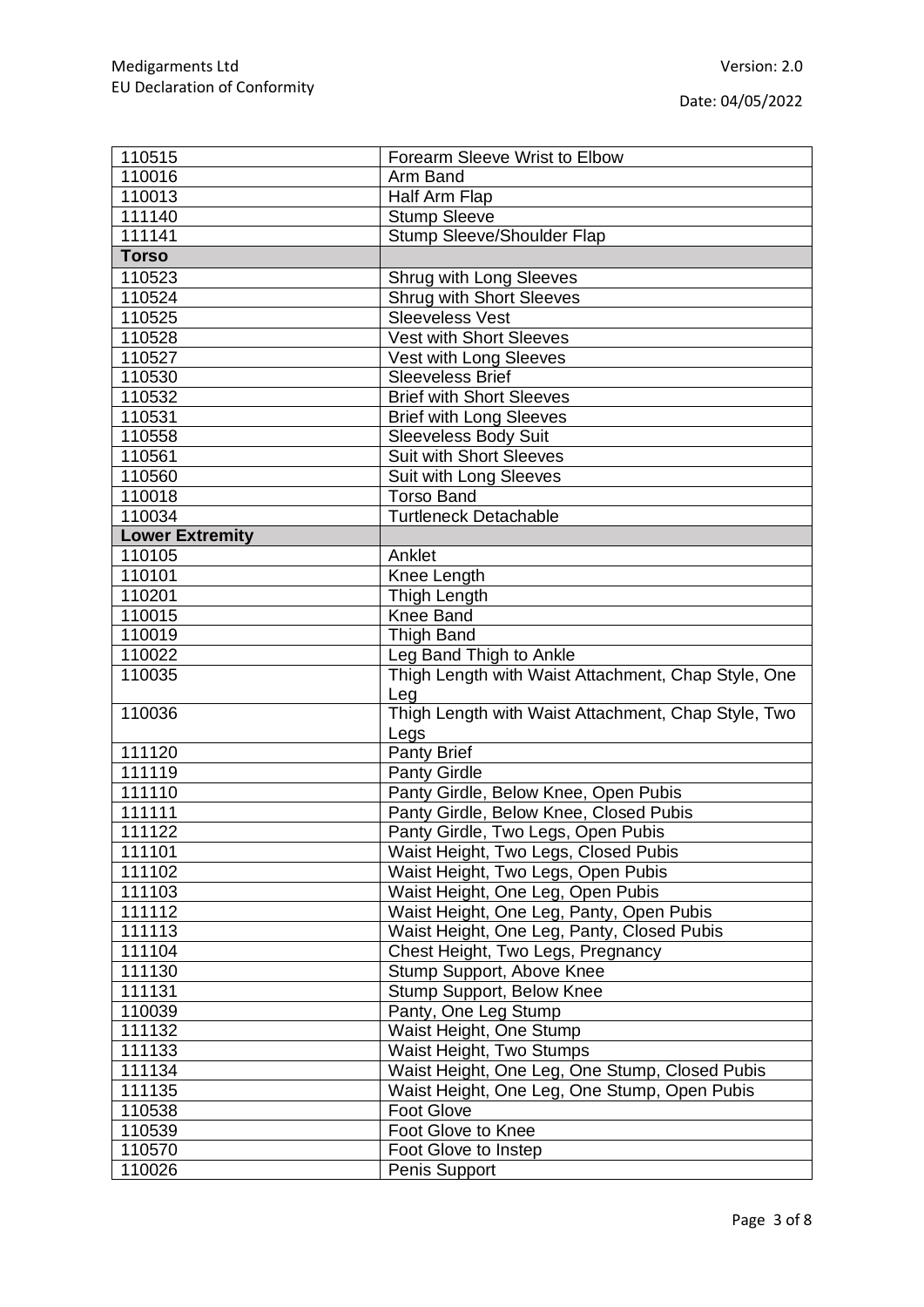| | |
|---|---|
| 110515 | Forearm Sleeve Wrist to Elbow |
| 110016 | Arm Band |
| 110013 | Half Arm Flap |
| 111140 | Stump Sleeve |
| 111141 | Stump Sleeve/Shoulder Flap |
| **Torso** | |
| 110523 | Shrug with Long Sleeves |
| 110524 | Shrug with Short Sleeves |
| 110525 | Sleeveless Vest |
| 110528 | Vest with Short Sleeves |
| 110527 | Vest with Long Sleeves |
| 110530 | Sleeveless Brief |
| 110532 | Brief with Short Sleeves |
| 110531 | Brief with Long Sleeves |
| 110558 | Sleeveless Body Suit |
| 110561 | Suit with Short Sleeves |
| 110560 | Suit with Long Sleeves |
| 110018 | Torso Band |
| 110034 | Turtleneck Detachable |
| **Lower Extremity** | |
| 110105 | Anklet |
| 110101 | Knee Length |
| 110201 | Thigh Length |
| 110015 | Knee Band |
| 110019 | Thigh Band |
| 110022 | Leg Band Thigh to Ankle |
| 110035 | Thigh Length with Waist Attachment, Chap Style, One Leg |
| 110036 | Thigh Length with Waist Attachment, Chap Style, Two Legs |
| 111120 | Panty Brief |
| 111119 | Panty Girdle |
| 111110 | Panty Girdle, Below Knee, Open Pubis |
| 111111 | Panty Girdle, Below Knee, Closed Pubis |
| 111122 | Panty Girdle, Two Legs, Open Pubis |
| 111101 | Waist Height, Two Legs, Closed Pubis |
| 111102 | Waist Height, Two Legs, Open Pubis |
| 111103 | Waist Height, One Leg, Open Pubis |
| 111112 | Waist Height, One Leg, Panty, Open Pubis |
| 111113 | Waist Height, One Leg, Panty, Closed Pubis |
| 111104 | Chest Height, Two Legs, Pregnancy |
| 111130 | Stump Support, Above Knee |
| 111131 | Stump Support, Below Knee |
| 110039 | Panty, One Leg Stump |
| 111132 | Waist Height, One Stump |
| 111133 | Waist Height, Two Stumps |
| 111134 | Waist Height, One Leg, One Stump, Closed Pubis |
| 111135 | Waist Height, One Leg, One Stump, Open Pubis |
| 110538 | Foot Glove |
| 110539 | Foot Glove to Knee |
| 110570 | Foot Glove to Instep |
| 110026 | Penis Support |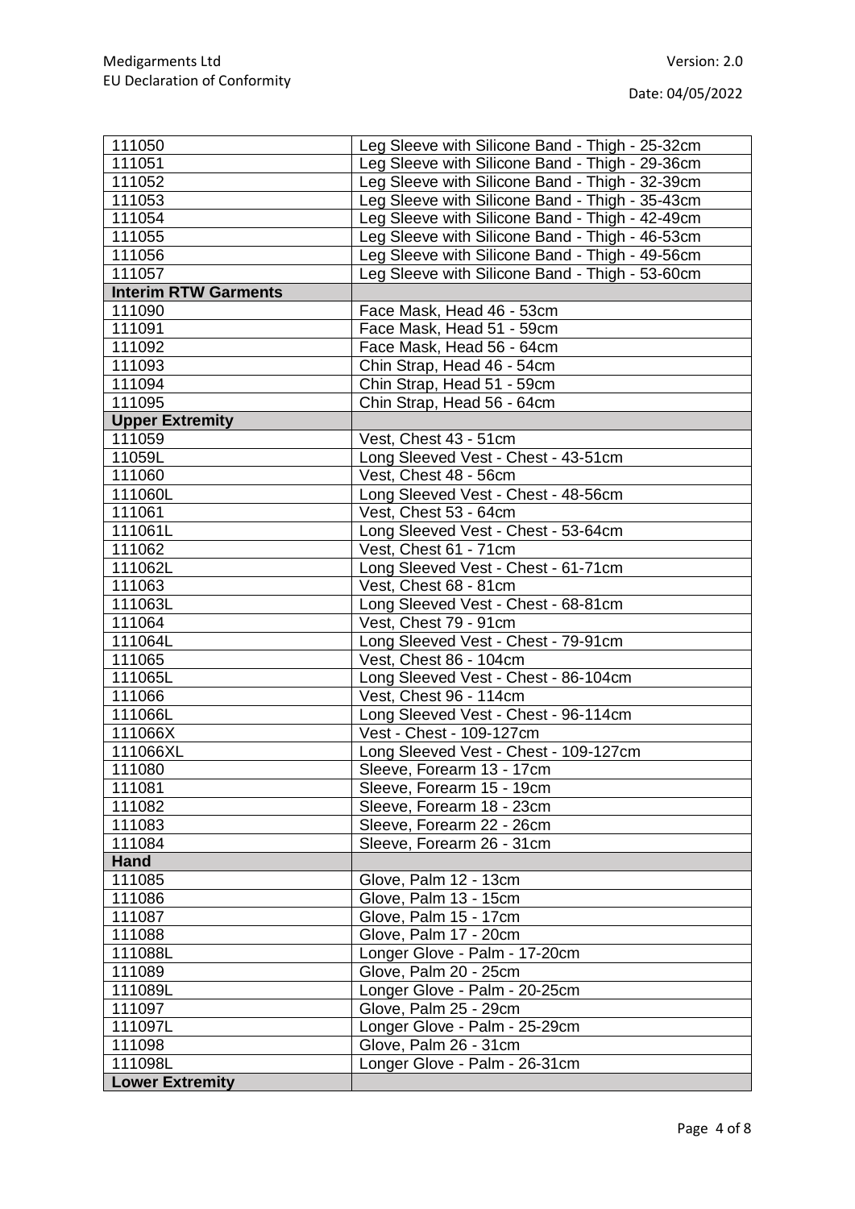| 111050 | Leg Sleeve with Silicone Band - Thigh - 25-32cm |
|---|---|
| 111051 | Leg Sleeve with Silicone Band - Thigh - 29-36cm |
| 111052 | Leg Sleeve with Silicone Band - Thigh - 32-39cm |
| 111053 | Leg Sleeve with Silicone Band - Thigh - 35-43cm |
| 111054 | Leg Sleeve with Silicone Band - Thigh - 42-49cm |
| 111055 | Leg Sleeve with Silicone Band - Thigh - 46-53cm |
| 111056 | Leg Sleeve with Silicone Band - Thigh - 49-56cm |
| 111057 | Leg Sleeve with Silicone Band - Thigh - 53-60cm |
| **Interim RTW Garments** | |
| 111090 | Face Mask, Head 46 - 53cm |
| 111091 | Face Mask, Head 51 - 59cm |
| 111092 | Face Mask, Head 56 - 64cm |
| 111093 | Chin Strap, Head 46 - 54cm |
| 111094 | Chin Strap, Head 51 - 59cm |
| 111095 | Chin Strap, Head 56 - 64cm |
| **Upper Extremity** | |
| 111059 | Vest, Chest 43 - 51cm |
| 11059L | Long Sleeved Vest - Chest - 43-51cm |
| 111060 | Vest, Chest 48 - 56cm |
| 111060L | Long Sleeved Vest - Chest - 48-56cm |
| 111061 | Vest, Chest 53 - 64cm |
| 111061L | Long Sleeved Vest - Chest - 53-64cm |
| 111062 | Vest, Chest 61 - 71cm |
| 111062L | Long Sleeved Vest - Chest - 61-71cm |
| 111063 | Vest, Chest 68 - 81cm |
| 111063L | Long Sleeved Vest - Chest - 68-81cm |
| 111064 | Vest, Chest 79 - 91cm |
| 111064L | Long Sleeved Vest - Chest - 79-91cm |
| 111065 | Vest, Chest 86 - 104cm |
| 111065L | Long Sleeved Vest - Chest - 86-104cm |
| 111066 | Vest, Chest 96 - 114cm |
| 111066L | Long Sleeved Vest - Chest - 96-114cm |
| 111066X | Vest - Chest - 109-127cm |
| 111066XL | Long Sleeved Vest - Chest - 109-127cm |
| 111080 | Sleeve, Forearm 13 - 17cm |
| 111081 | Sleeve, Forearm 15 - 19cm |
| 111082 | Sleeve, Forearm 18 - 23cm |
| 111083 | Sleeve, Forearm 22 - 26cm |
| 111084 | Sleeve, Forearm 26 - 31cm |
| **Hand** | |
| 111085 | Glove, Palm 12 - 13cm |
| 111086 | Glove, Palm 13 - 15cm |
| 111087 | Glove, Palm 15 - 17cm |
| 111088 | Glove, Palm 17 - 20cm |
| 111088L | Longer Glove - Palm - 17-20cm |
| 111089 | Glove, Palm 20 - 25cm |
| 111089L | Longer Glove - Palm - 20-25cm |
| 111097 | Glove, Palm 25 - 29cm |
| 111097L | Longer Glove - Palm - 25-29cm |
| 111098 | Glove, Palm 26 - 31cm |
| 111098L | Longer Glove - Palm - 26-31cm |
| **Lower Extremity** | |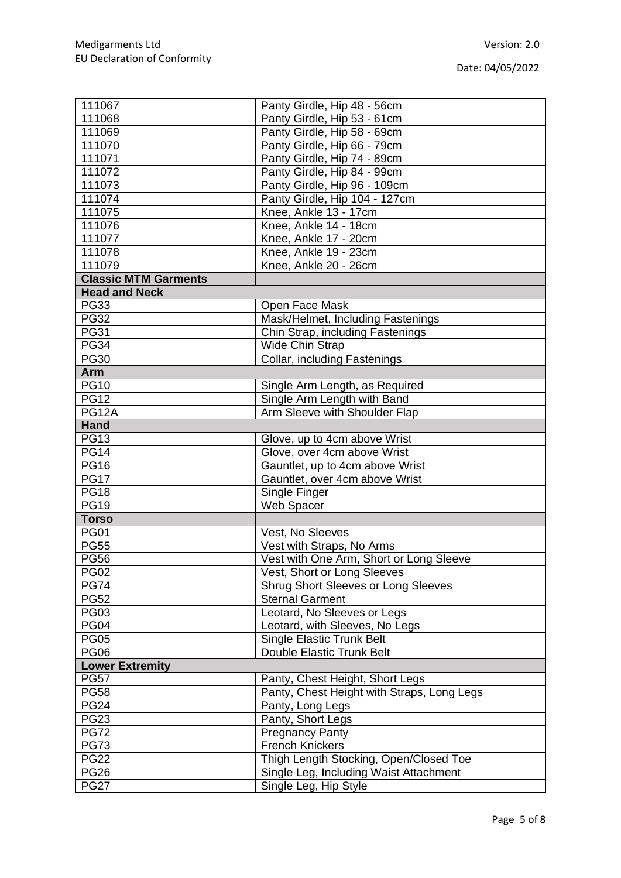| 111067 | Panty Girdle, Hip 48 - 56cm |
|---|---|
| 111068 | Panty Girdle, Hip 53 - 61cm |
| 111069 | Panty Girdle, Hip 58 - 69cm |
| 111070 | Panty Girdle, Hip 66 - 79cm |
| 111071 | Panty Girdle, Hip 74 - 89cm |
| 111072 | Panty Girdle, Hip 84 - 99cm |
| 111073 | Panty Girdle, Hip 96 - 109cm |
| 111074 | Panty Girdle, Hip 104 - 127cm |
| 111075 | Knee, Ankle 13 - 17cm |
| 111076 | Knee, Ankle 14 - 18cm |
| 111077 | Knee, Ankle 17 - 20cm |
| 111078 | Knee, Ankle 19 - 23cm |
| 111079 | Knee, Ankle 20 - 26cm |
| **Classic MTM Garments** | |
| **Head and Neck** | |
| PG33 | Open Face Mask |
| PG32 | Mask/Helmet, Including Fastenings |
| PG31 | Chin Strap, including Fastenings |
| PG34 | Wide Chin Strap |
| PG30 | Collar, including Fastenings |
| **Arm** | |
| PG10 | Single Arm Length, as Required |
| PG12 | Single Arm Length with Band |
| PG12A | Arm Sleeve with Shoulder Flap |
| **Hand** | |
| PG13 | Glove, up to 4cm above Wrist |
| PG14 | Glove, over 4cm above Wrist |
| PG16 | Gauntlet, up to 4cm above Wrist |
| PG17 | Gauntlet, over 4cm above Wrist |
| PG18 | Single Finger |
| PG19 | Web Spacer |
| **Torso** | |
| PG01 | Vest, No Sleeves |
| PG55 | Vest with Straps, No Arms |
| PG56 | Vest with One Arm, Short or Long Sleeve |
| PG02 | Vest, Short or Long Sleeves |
| PG74 | Shrug Short Sleeves or Long Sleeves |
| PG52 | Sternal Garment |
| PG03 | Leotard, No Sleeves or Legs |
| PG04 | Leotard, with Sleeves, No Legs |
| PG05 | Single Elastic Trunk Belt |
| PG06 | Double Elastic Trunk Belt |
| **Lower Extremity** | |
| PG57 | Panty, Chest Height, Short Legs |
| PG58 | Panty, Chest Height with Straps, Long Legs |
| PG24 | Panty, Long Legs |
| PG23 | Panty, Short Legs |
| PG72 | Pregnancy Panty |
| PG73 | French Knickers |
| PG22 | Thigh Length Stocking, Open/Closed Toe |
| PG26 | Single Leg, Including Waist Attachment |
| PG27 | Single Leg, Hip Style |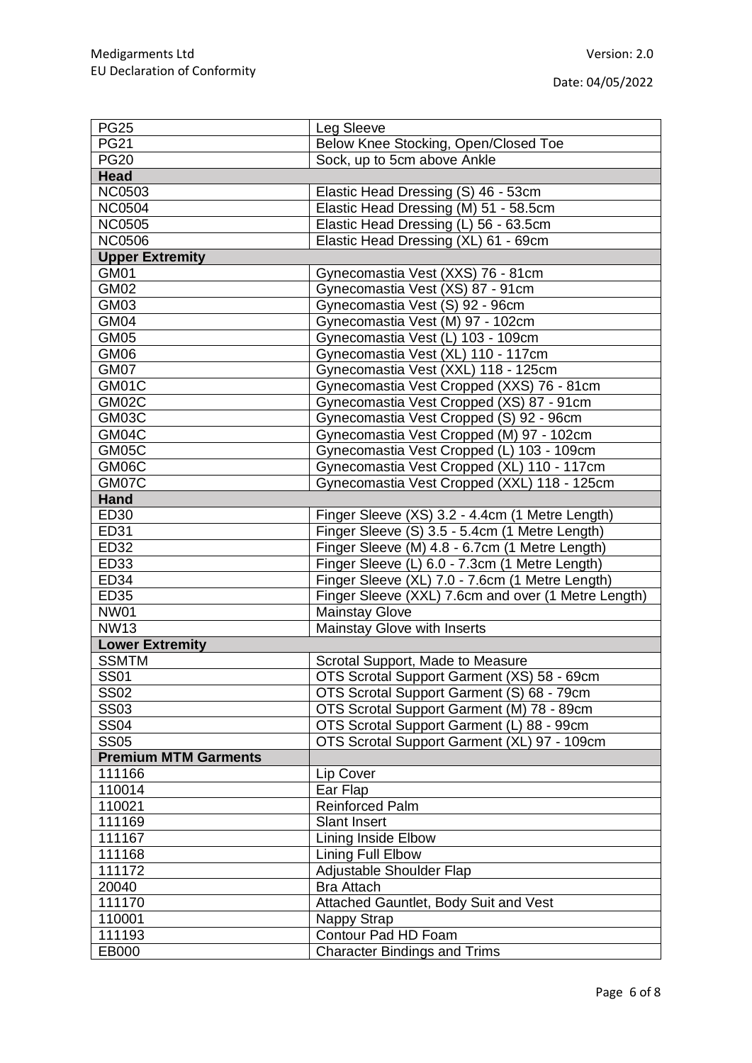| PG25 | Leg Sleeve |
|---|---|
| PG21 | Below Knee Stocking, Open/Closed Toe |
| PG20 | Sock, up to 5cm above Ankle |
| **Head** | |
| NC0503 | Elastic Head Dressing (S) 46 - 53cm |
| NC0504 | Elastic Head Dressing (M) 51 - 58.5cm |
| NC0505 | Elastic Head Dressing (L) 56 - 63.5cm |
| NC0506 | Elastic Head Dressing (XL) 61 - 69cm |
| **Upper Extremity** | |
| GM01 | Gynecomastia Vest (XXS) 76 - 81cm |
| GM02 | Gynecomastia Vest (XS) 87 - 91cm |
| GM03 | Gynecomastia Vest (S) 92 - 96cm |
| GM04 | Gynecomastia Vest (M) 97 - 102cm |
| GM05 | Gynecomastia Vest (L) 103 - 109cm |
| GM06 | Gynecomastia Vest (XL) 110 - 117cm |
| GM07 | Gynecomastia Vest (XXL) 118 - 125cm |
| GM01C | Gynecomastia Vest Cropped (XXS) 76 - 81cm |
| GM02C | Gynecomastia Vest Cropped (XS) 87 - 91cm |
| GM03C | Gynecomastia Vest Cropped (S) 92 - 96cm |
| GM04C | Gynecomastia Vest Cropped (M) 97 - 102cm |
| GM05C | Gynecomastia Vest Cropped (L) 103 - 109cm |
| GM06C | Gynecomastia Vest Cropped (XL) 110 - 117cm |
| GM07C | Gynecomastia Vest Cropped (XXL) 118 - 125cm |
| **Hand** | |
| ED30 | Finger Sleeve (XS) 3.2 - 4.4cm (1 Metre Length) |
| ED31 | Finger Sleeve (S) 3.5 - 5.4cm (1 Metre Length) |
| ED32 | Finger Sleeve (M) 4.8 - 6.7cm (1 Metre Length) |
| ED33 | Finger Sleeve (L) 6.0 - 7.3cm (1 Metre Length) |
| ED34 | Finger Sleeve (XL) 7.0 - 7.6cm (1 Metre Length) |
| ED35 | Finger Sleeve (XXL) 7.6cm and over (1 Metre Length) |
| NW01 | Mainstay Glove |
| NW13 | Mainstay Glove with Inserts |
| **Lower Extremity** | |
| SSMTM | Scrotal Support, Made to Measure |
| SS01 | OTS Scrotal Support Garment (XS) 58 - 69cm |
| SS02 | OTS Scrotal Support Garment (S) 68 - 79cm |
| SS03 | OTS Scrotal Support Garment (M) 78 - 89cm |
| SS04 | OTS Scrotal Support Garment (L) 88 - 99cm |
| SS05 | OTS Scrotal Support Garment (XL) 97 - 109cm |
| **Premium MTM Garments** | |
| 111166 | Lip Cover |
| 110014 | Ear Flap |
| 110021 | Reinforced Palm |
| 111169 | Slant Insert |
| 111167 | Lining Inside Elbow |
| 111168 | Lining Full Elbow |
| 111172 | Adjustable Shoulder Flap |
| 20040 | Bra Attach |
| 111170 | Attached Gauntlet, Body Suit and Vest |
| 110001 | Nappy Strap |
| 111193 | Contour Pad HD Foam |
| EB000 | Character Bindings and Trims |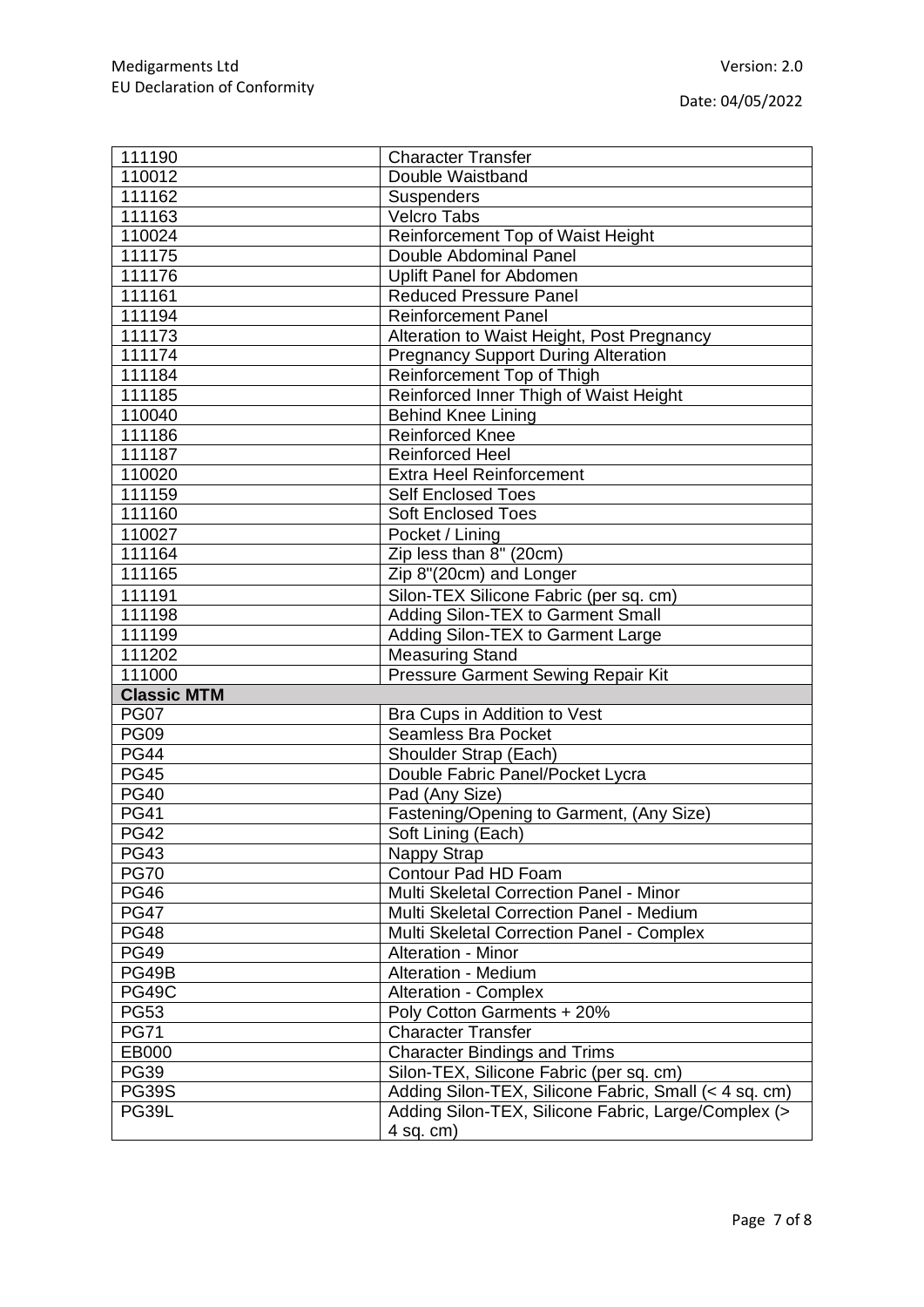| 111190 | Character Transfer |
|---|---|
| 110012 | Double Waistband |
| 111162 | Suspenders |
| 111163 | Velcro Tabs |
| 110024 | Reinforcement Top of Waist Height |
| 111175 | Double Abdominal Panel |
| 111176 | Uplift Panel for Abdomen |
| 111161 | Reduced Pressure Panel |
| 111194 | Reinforcement Panel |
| 111173 | Alteration to Waist Height, Post Pregnancy |
| 111174 | Pregnancy Support During Alteration |
| 111184 | Reinforcement Top of Thigh |
| 111185 | Reinforced Inner Thigh of Waist Height |
| 110040 | Behind Knee Lining |
| 111186 | Reinforced Knee |
| 111187 | Reinforced Heel |
| 110020 | Extra Heel Reinforcement |
| 111159 | Self Enclosed Toes |
| 111160 | Soft Enclosed Toes |
| 110027 | Pocket / Lining |
| 111164 | Zip less than 8" (20cm) |
| 111165 | Zip 8"(20cm) and Longer |
| 111191 | Silon-TEX Silicone Fabric (per sq. cm) |
| 111198 | Adding Silon-TEX to Garment Small |
| 111199 | Adding Silon-TEX to Garment Large |
| 111202 | Measuring Stand |
| 111000 | Pressure Garment Sewing Repair Kit |
| **Classic MTM** | |
| PG07 | Bra Cups in Addition to Vest |
| PG09 | Seamless Bra Pocket |
| PG44 | Shoulder Strap (Each) |
| PG45 | Double Fabric Panel/Pocket Lycra |
| PG40 | Pad (Any Size) |
| PG41 | Fastening/Opening to Garment, (Any Size) |
| PG42 | Soft Lining (Each) |
| PG43 | Nappy Strap |
| PG70 | Contour Pad HD Foam |
| PG46 | Multi Skeletal Correction Panel - Minor |
| PG47 | Multi Skeletal Correction Panel - Medium |
| PG48 | Multi Skeletal Correction Panel - Complex |
| PG49 | Alteration - Minor |
| PG49B | Alteration - Medium |
| PG49C | Alteration - Complex |
| PG53 | Poly Cotton Garments + 20% |
| PG71 | Character Transfer |
| EB000 | Character Bindings and Trims |
| PG39 | Silon-TEX, Silicone Fabric (per sq. cm) |
| PG39S | Adding Silon-TEX, Silicone Fabric, Small (< 4 sq. cm) |
| PG39L | Adding Silon-TEX, Silicone Fabric, Large/Complex (> 4 sq. cm) |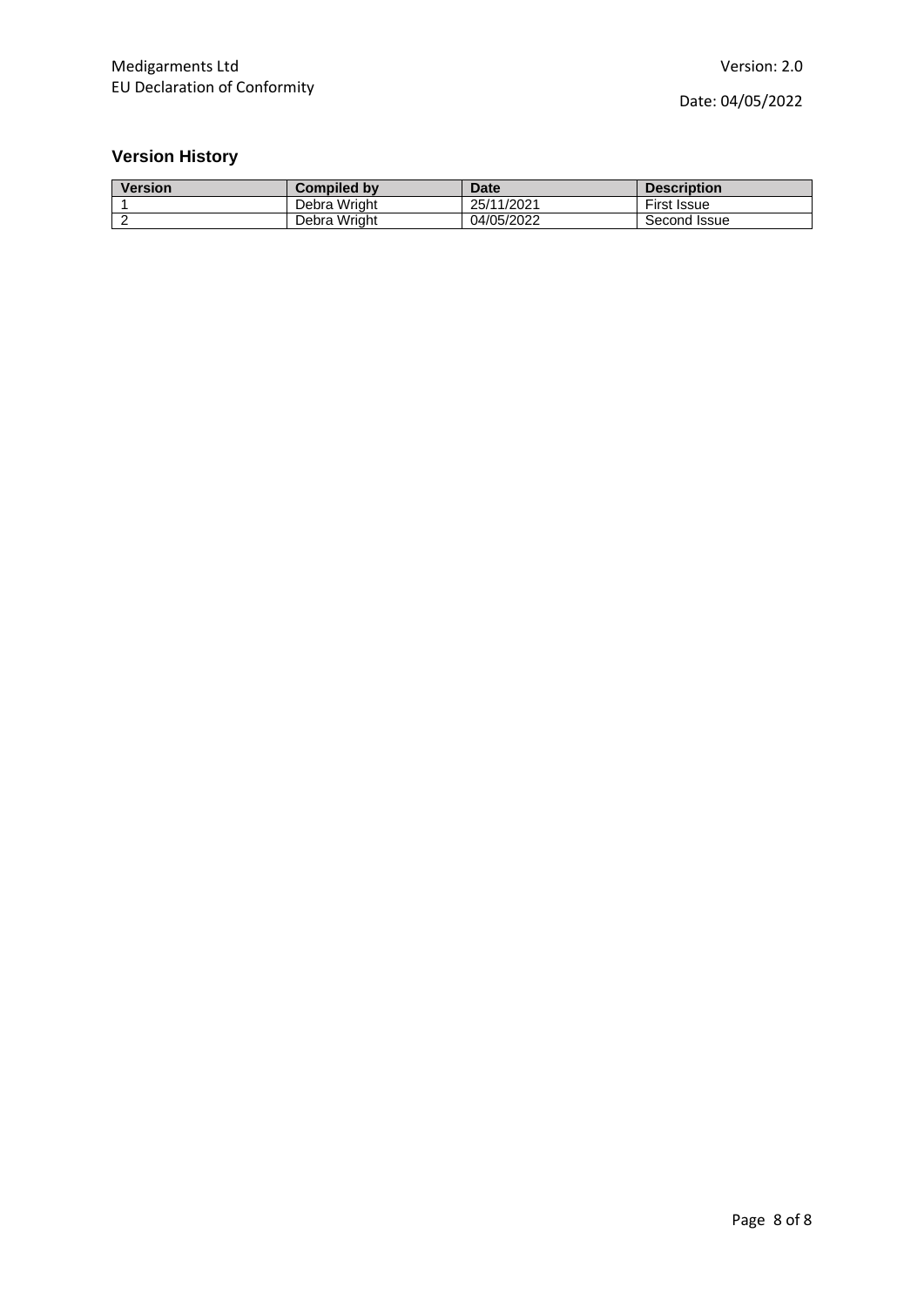## Version History

| Version | Compiled by | Date | Description |
|---|---|---|---|
| 1 | Debra Wright | 25/11/2021 | First Issue |
| 2 | Debra Wright | 04/05/2022 | Second Issue |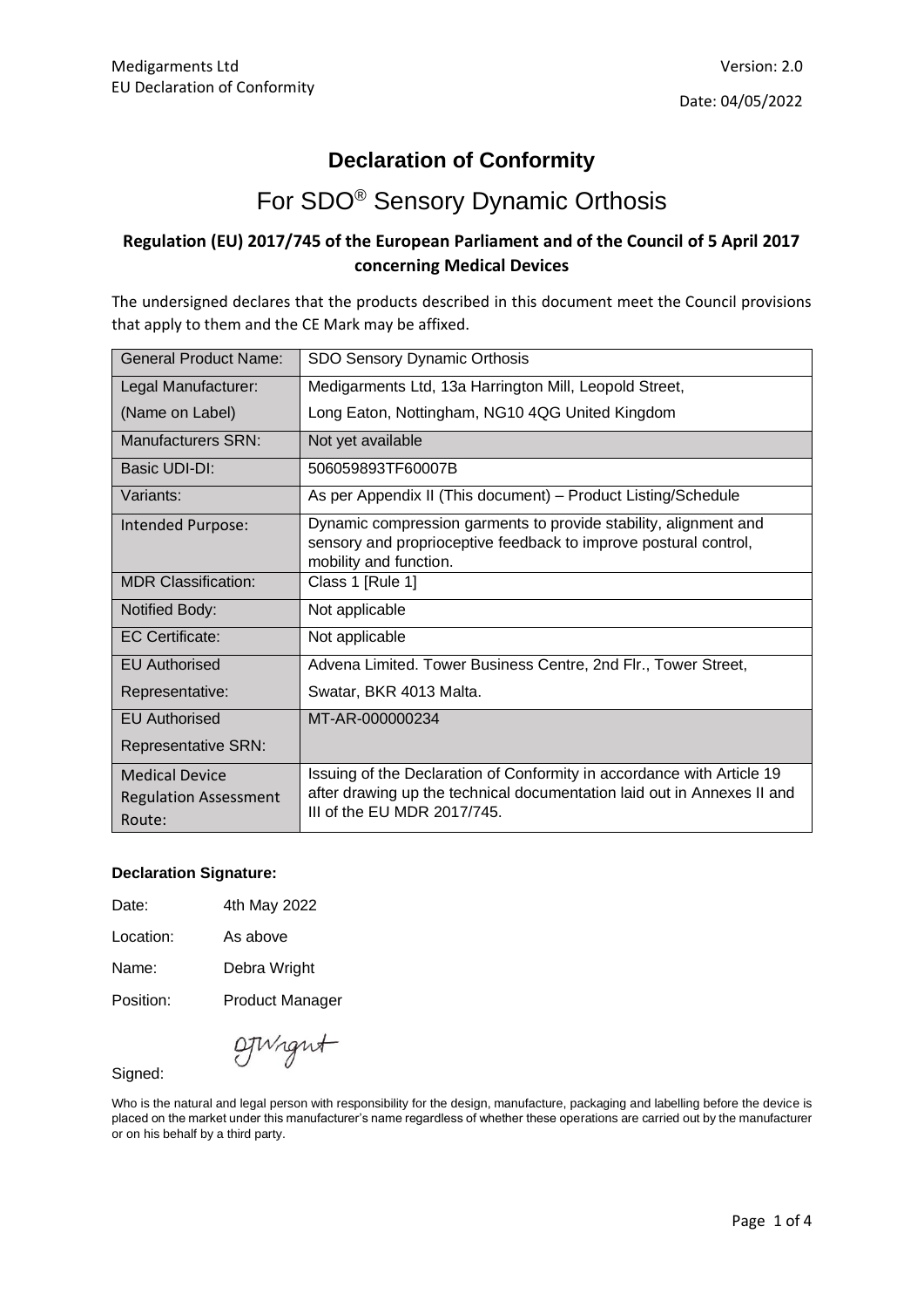Medigarments Ltd
EU Declaration of Conformity

Version: 2.0

Date: 04/05/2022

# Declaration of Conformity

## For SDO® Sensory Dynamic Orthosis

### Regulation (EU) 2017/745 of the European Parliament and of the Council of 5 April 2017 concerning Medical Devices

The undersigned declares that the products described in this document meet the Council provisions that apply to them and the CE Mark may be affixed.

| | |
|---|---|
| General Product Name: | SDO Sensory Dynamic Orthosis |
| Legal Manufacturer: (Name on Label) | Medigarments Ltd, 13a Harrington Mill, Leopold Street, Long Eaton, Nottingham, NG10 4QG United Kingdom |
| Manufacturers SRN: | Not yet available |
| Basic UDI-DI: | 506059893TF60007B |
| Variants: | As per Appendix II (This document) – Product Listing/Schedule |
| Intended Purpose: | Dynamic compression garments to provide stability, alignment and sensory and proprioceptive feedback to improve postural control, mobility and function. |
| MDR Classification: | Class 1 [Rule 1] |
| Notified Body: | Not applicable |
| EC Certificate: | Not applicable |
| EU Authorised Representative: | Advena Limited. Tower Business Centre, 2nd Flr., Tower Street, Swatar, BKR 4013 Malta. |
| EU Authorised Representative SRN: | MT-AR-000000234 |
| Medical Device Regulation Assessment Route: | Issuing of the Declaration of Conformity in accordance with Article 19 after drawing up the technical documentation laid out in Annexes II and III of the EU MDR 2017/745. |

**Declaration Signature:**

Date: 4th May 2022

Location: As above

Name: Debra Wright

Position: Product Manager

Signed: DJWright

Who is the natural and legal person with responsibility for the design, manufacture, packaging and labelling before the device is placed on the market under this manufacturer's name regardless of whether these operations are carried out by the manufacturer or on his behalf by a third party.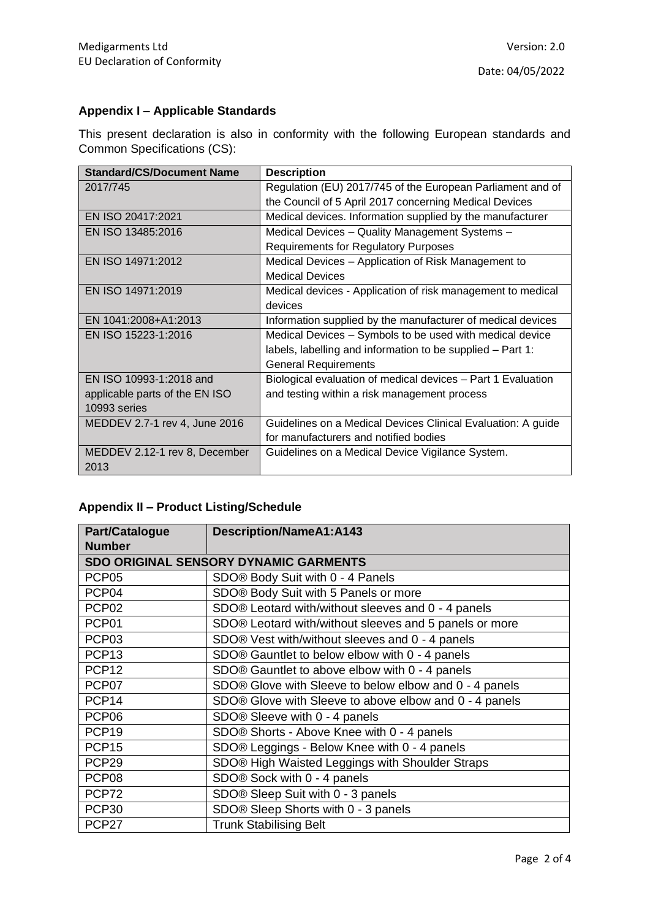## Appendix I – Applicable Standards

This present declaration is also in conformity with the following European standards and Common Specifications (CS):

| Standard/CS/Document Name | Description |
|---|---|
| 2017/745 | Regulation (EU) 2017/745 of the European Parliament and of the Council of 5 April 2017 concerning Medical Devices |
| EN ISO 20417:2021 | Medical devices. Information supplied by the manufacturer |
| EN ISO 13485:2016 | Medical Devices – Quality Management Systems – Requirements for Regulatory Purposes |
| EN ISO 14971:2012 | Medical Devices – Application of Risk Management to Medical Devices |
| EN ISO 14971:2019 | Medical devices - Application of risk management to medical devices |
| EN 1041:2008+A1:2013 | Information supplied by the manufacturer of medical devices |
| EN ISO 15223-1:2016 | Medical Devices – Symbols to be used with medical device labels, labelling and information to be supplied – Part 1: General Requirements |
| EN ISO 10993-1:2018 and applicable parts of the EN ISO 10993 series | Biological evaluation of medical devices – Part 1 Evaluation and testing within a risk management process |
| MEDDEV 2.7-1 rev 4, June 2016 | Guidelines on a Medical Devices Clinical Evaluation: A guide for manufacturers and notified bodies |
| MEDDEV 2.12-1 rev 8, December 2013 | Guidelines on a Medical Device Vigilance System. |

## Appendix II – Product Listing/Schedule

| Part/Catalogue Number | Description/NameA1:A143 |
|---|---|
| **SDO ORIGINAL SENSORY DYNAMIC GARMENTS** | |
| PCP05 | SDO® Body Suit with 0 - 4 Panels |
| PCP04 | SDO® Body Suit with 5 Panels or more |
| PCP02 | SDO® Leotard with/without sleeves and 0 - 4 panels |
| PCP01 | SDO® Leotard with/without sleeves and 5 panels or more |
| PCP03 | SDO® Vest with/without sleeves and 0 - 4 panels |
| PCP13 | SDO® Gauntlet to below elbow with 0 - 4 panels |
| PCP12 | SDO® Gauntlet to above elbow with 0 - 4 panels |
| PCP07 | SDO® Glove with Sleeve to below elbow and 0 - 4 panels |
| PCP14 | SDO® Glove with Sleeve to above elbow and 0 - 4 panels |
| PCP06 | SDO® Sleeve with 0 - 4 panels |
| PCP19 | SDO® Shorts - Above Knee with 0 - 4 panels |
| PCP15 | SDO® Leggings - Below Knee with 0 - 4 panels |
| PCP29 | SDO® High Waisted Leggings with Shoulder Straps |
| PCP08 | SDO® Sock with 0 - 4 panels |
| PCP72 | SDO® Sleep Suit with 0 - 3 panels |
| PCP30 | SDO® Sleep Shorts with 0 - 3 panels |
| PCP27 | Trunk Stabilising Belt |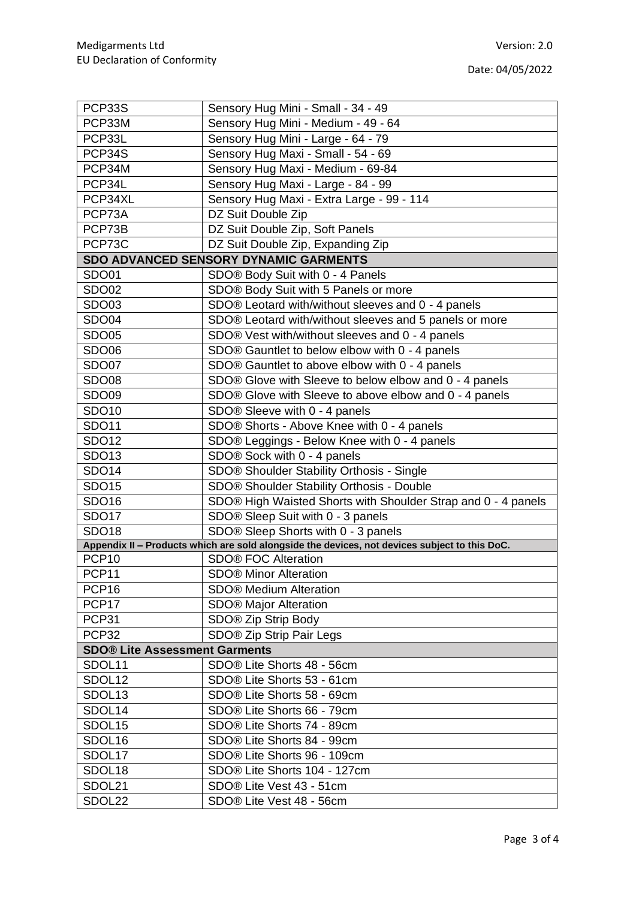| PCP33S | Sensory Hug Mini - Small - 34 - 49 |
|---|---|
| PCP33M | Sensory Hug Mini - Medium - 49 - 64 |
| PCP33L | Sensory Hug Mini - Large - 64 - 79 |
| PCP34S | Sensory Hug Maxi - Small - 54 - 69 |
| PCP34M | Sensory Hug Maxi - Medium - 69-84 |
| PCP34L | Sensory Hug Maxi - Large - 84 - 99 |
| PCP34XL | Sensory Hug Maxi - Extra Large - 99 - 114 |
| PCP73A | DZ Suit Double Zip |
| PCP73B | DZ Suit Double Zip, Soft Panels |
| PCP73C | DZ Suit Double Zip, Expanding Zip |
| **SDO ADVANCED SENSORY DYNAMIC GARMENTS** | |
| SDO01 | SDO® Body Suit with 0 - 4 Panels |
| SDO02 | SDO® Body Suit with 5 Panels or more |
| SDO03 | SDO® Leotard with/without sleeves and 0 - 4 panels |
| SDO04 | SDO® Leotard with/without sleeves and 5 panels or more |
| SDO05 | SDO® Vest with/without sleeves and 0 - 4 panels |
| SDO06 | SDO® Gauntlet to below elbow with 0 - 4 panels |
| SDO07 | SDO® Gauntlet to above elbow with 0 - 4 panels |
| SDO08 | SDO® Glove with Sleeve to below elbow and 0 - 4 panels |
| SDO09 | SDO® Glove with Sleeve to above elbow and 0 - 4 panels |
| SDO10 | SDO® Sleeve with 0 - 4 panels |
| SDO11 | SDO® Shorts - Above Knee with 0 - 4 panels |
| SDO12 | SDO® Leggings - Below Knee with 0 - 4 panels |
| SDO13 | SDO® Sock with 0 - 4 panels |
| SDO14 | SDO® Shoulder Stability Orthosis - Single |
| SDO15 | SDO® Shoulder Stability Orthosis - Double |
| SDO16 | SDO® High Waisted Shorts with Shoulder Strap and 0 - 4 panels |
| SDO17 | SDO® Sleep Suit with 0 - 3 panels |
| SDO18 | SDO® Sleep Shorts with 0 - 3 panels |
| **Appendix II – Products which are sold alongside the devices, not devices subject to this DoC.** | |
| PCP10 | SDO® FOC Alteration |
| PCP11 | SDO® Minor Alteration |
| PCP16 | SDO® Medium Alteration |
| PCP17 | SDO® Major Alteration |
| PCP31 | SDO® Zip Strip Body |
| PCP32 | SDO® Zip Strip Pair Legs |
| **SDO® Lite Assessment Garments** | |
| SDOL11 | SDO® Lite Shorts 48 - 56cm |
| SDOL12 | SDO® Lite Shorts 53 - 61cm |
| SDOL13 | SDO® Lite Shorts 58 - 69cm |
| SDOL14 | SDO® Lite Shorts 66 - 79cm |
| SDOL15 | SDO® Lite Shorts 74 - 89cm |
| SDOL16 | SDO® Lite Shorts 84 - 99cm |
| SDOL17 | SDO® Lite Shorts 96 - 109cm |
| SDOL18 | SDO® Lite Shorts 104 - 127cm |
| SDOL21 | SDO® Lite Vest 43 - 51cm |
| SDOL22 | SDO® Lite Vest 48 - 56cm |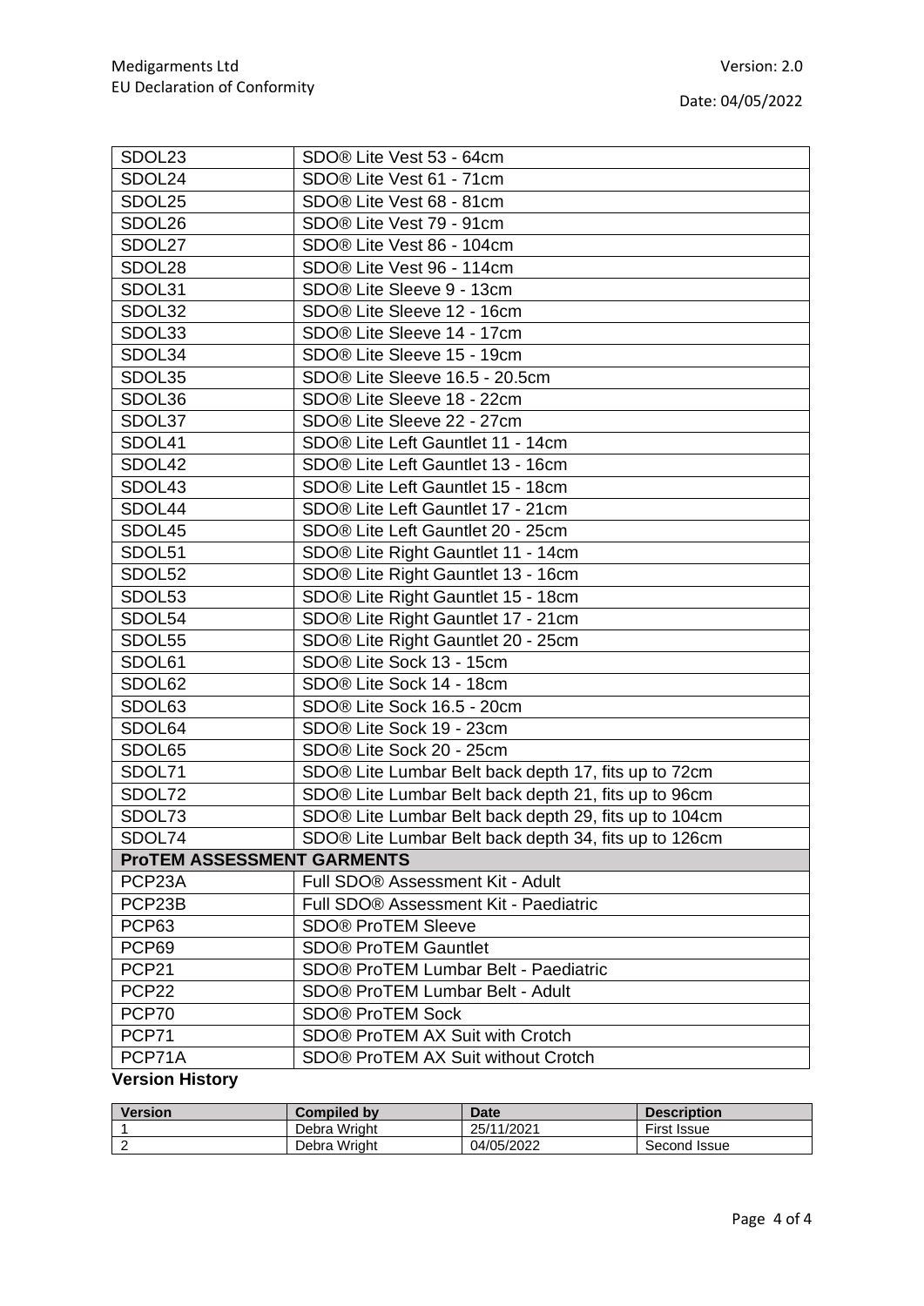| | |
|---|---|
| SDOL23 | SDO® Lite Vest 53 - 64cm |
| SDOL24 | SDO® Lite Vest 61 - 71cm |
| SDOL25 | SDO® Lite Vest 68 - 81cm |
| SDOL26 | SDO® Lite Vest 79 - 91cm |
| SDOL27 | SDO® Lite Vest 86 - 104cm |
| SDOL28 | SDO® Lite Vest 96 - 114cm |
| SDOL31 | SDO® Lite Sleeve 9 - 13cm |
| SDOL32 | SDO® Lite Sleeve 12 - 16cm |
| SDOL33 | SDO® Lite Sleeve 14 - 17cm |
| SDOL34 | SDO® Lite Sleeve 15 - 19cm |
| SDOL35 | SDO® Lite Sleeve 16.5 - 20.5cm |
| SDOL36 | SDO® Lite Sleeve 18 - 22cm |
| SDOL37 | SDO® Lite Sleeve 22 - 27cm |
| SDOL41 | SDO® Lite Left Gauntlet 11 - 14cm |
| SDOL42 | SDO® Lite Left Gauntlet 13 - 16cm |
| SDOL43 | SDO® Lite Left Gauntlet 15 - 18cm |
| SDOL44 | SDO® Lite Left Gauntlet 17 - 21cm |
| SDOL45 | SDO® Lite Left Gauntlet 20 - 25cm |
| SDOL51 | SDO® Lite Right Gauntlet 11 - 14cm |
| SDOL52 | SDO® Lite Right Gauntlet 13 - 16cm |
| SDOL53 | SDO® Lite Right Gauntlet 15 - 18cm |
| SDOL54 | SDO® Lite Right Gauntlet 17 - 21cm |
| SDOL55 | SDO® Lite Right Gauntlet 20 - 25cm |
| SDOL61 | SDO® Lite Sock 13 - 15cm |
| SDOL62 | SDO® Lite Sock 14 - 18cm |
| SDOL63 | SDO® Lite Sock 16.5 - 20cm |
| SDOL64 | SDO® Lite Sock 19 - 23cm |
| SDOL65 | SDO® Lite Sock 20 - 25cm |
| SDOL71 | SDO® Lite Lumbar Belt back depth 17, fits up to 72cm |
| SDOL72 | SDO® Lite Lumbar Belt back depth 21, fits up to 96cm |
| SDOL73 | SDO® Lite Lumbar Belt back depth 29, fits up to 104cm |
| SDOL74 | SDO® Lite Lumbar Belt back depth 34, fits up to 126cm |
| **ProTEM ASSESSMENT GARMENTS** | |
| PCP23A | Full SDO® Assessment Kit - Adult |
| PCP23B | Full SDO® Assessment Kit - Paediatric |
| PCP63 | SDO® ProTEM Sleeve |
| PCP69 | SDO® ProTEM Gauntlet |
| PCP21 | SDO® ProTEM Lumbar Belt - Paediatric |
| PCP22 | SDO® ProTEM Lumbar Belt - Adult |
| PCP70 | SDO® ProTEM Sock |
| PCP71 | SDO® ProTEM AX Suit with Crotch |
| PCP71A | SDO® ProTEM AX Suit without Crotch |

**Version History**

| Version | Compiled by | Date | Description |
|---|---|---|---|
| 1 | Debra Wright | 25/11/2021 | First Issue |
| 2 | Debra Wright | 04/05/2022 | Second Issue |